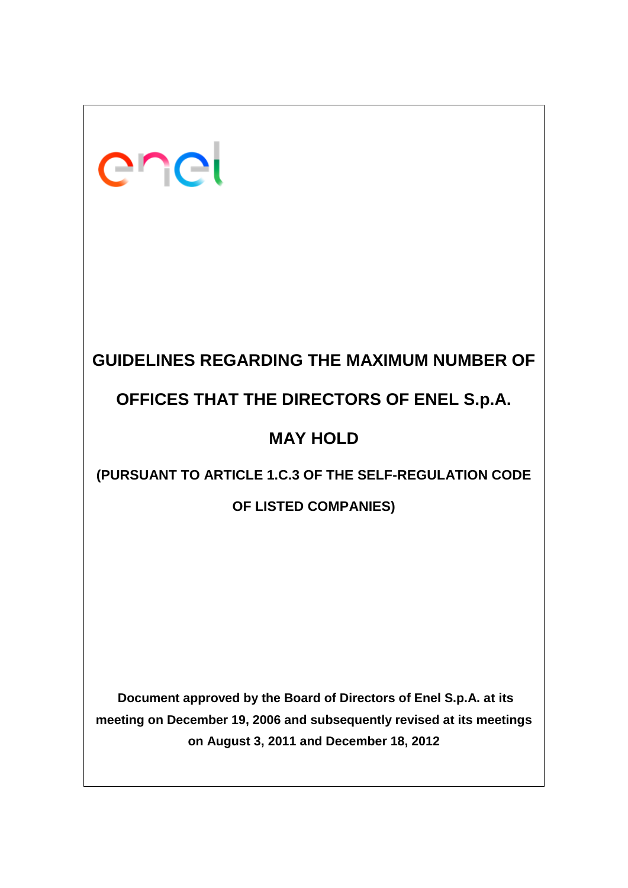enel

# GUIDELINES REGARDING THE MAXIMUM NUMBER OF OFFICES THAT THE DIRECTORS OF ENEL S.p.A. MAY HOLD

## (PURSUANT TO ARTICLE 1.C.3 OF THE SELF-REGULATION CODE OF LISTED COMPANIES)

**Document approved by the Board of Directors of Enel S.p.A. at its meeting on December 19, 2006 and subsequently revised at its meetings on August 3, 2011 and December 18, 2012**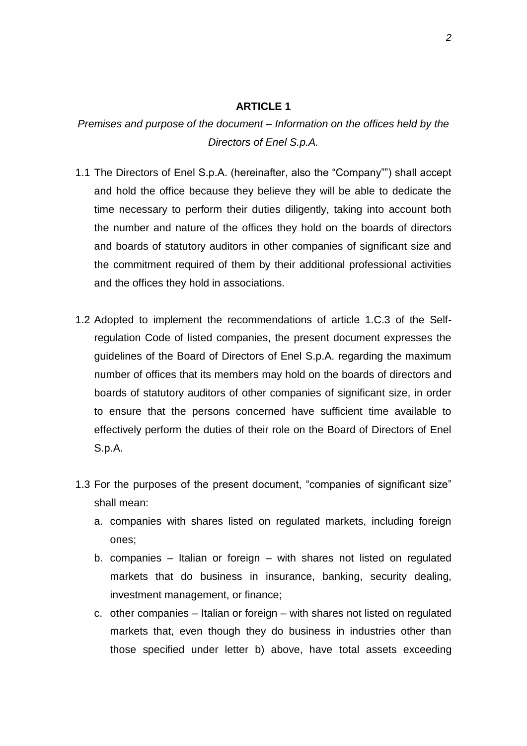## ARTICLE 1

*Premises and purpose of the document – Information on the offices held by the Directors of Enel S.p.A.*

1.1 The Directors of Enel S.p.A. (hereinafter, also the "Company"") shall accept and hold the office because they believe they will be able to dedicate the time necessary to perform their duties diligently, taking into account both the number and nature of the offices they hold on the boards of directors and boards of statutory auditors in other companies of significant size and the commitment required of them by their additional professional activities and the offices they hold in associations.

1.2 Adopted to implement the recommendations of article 1.C.3 of the Self-regulation Code of listed companies, the present document expresses the guidelines of the Board of Directors of Enel S.p.A. regarding the maximum number of offices that its members may hold on the boards of directors and boards of statutory auditors of other companies of significant size, in order to ensure that the persons concerned have sufficient time available to effectively perform the duties of their role on the Board of Directors of Enel S.p.A.

1.3 For the purposes of the present document, "companies of significant size" shall mean:

   a. companies with shares listed on regulated markets, including foreign ones;
   b. companies – Italian or foreign – with shares not listed on regulated markets that do business in insurance, banking, security dealing, investment management, or finance;
   c. other companies – Italian or foreign – with shares not listed on regulated markets that, even though they do business in industries other than those specified under letter b) above, have total assets exceeding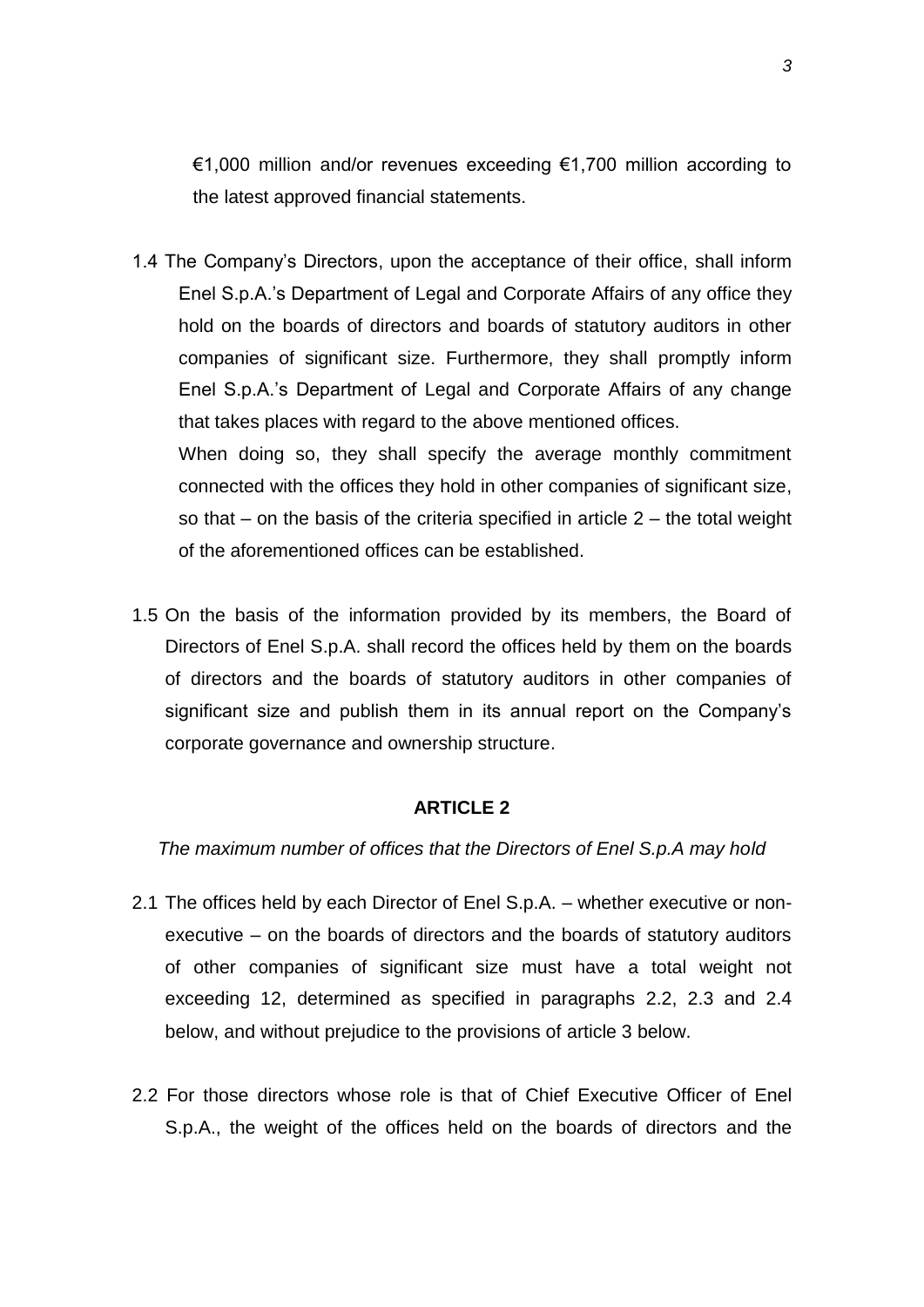€1,000 million and/or revenues exceeding €1,700 million according to the latest approved financial statements.

1.4 The Company's Directors, upon the acceptance of their office, shall inform Enel S.p.A.'s Department of Legal and Corporate Affairs of any office they hold on the boards of directors and boards of statutory auditors in other companies of significant size. Furthermore, they shall promptly inform Enel S.p.A.'s Department of Legal and Corporate Affairs of any change that takes places with regard to the above mentioned offices.

When doing so, they shall specify the average monthly commitment connected with the offices they hold in other companies of significant size, so that – on the basis of the criteria specified in article 2 – the total weight of the aforementioned offices can be established.

1.5 On the basis of the information provided by its members, the Board of Directors of Enel S.p.A. shall record the offices held by them on the boards of directors and the boards of statutory auditors in other companies of significant size and publish them in its annual report on the Company's corporate governance and ownership structure.

## ARTICLE 2

*The maximum number of offices that the Directors of Enel S.p.A may hold*

2.1 The offices held by each Director of Enel S.p.A. – whether executive or non-executive – on the boards of directors and the boards of statutory auditors of other companies of significant size must have a total weight not exceeding 12, determined as specified in paragraphs 2.2, 2.3 and 2.4 below, and without prejudice to the provisions of article 3 below.

2.2 For those directors whose role is that of Chief Executive Officer of Enel S.p.A., the weight of the offices held on the boards of directors and the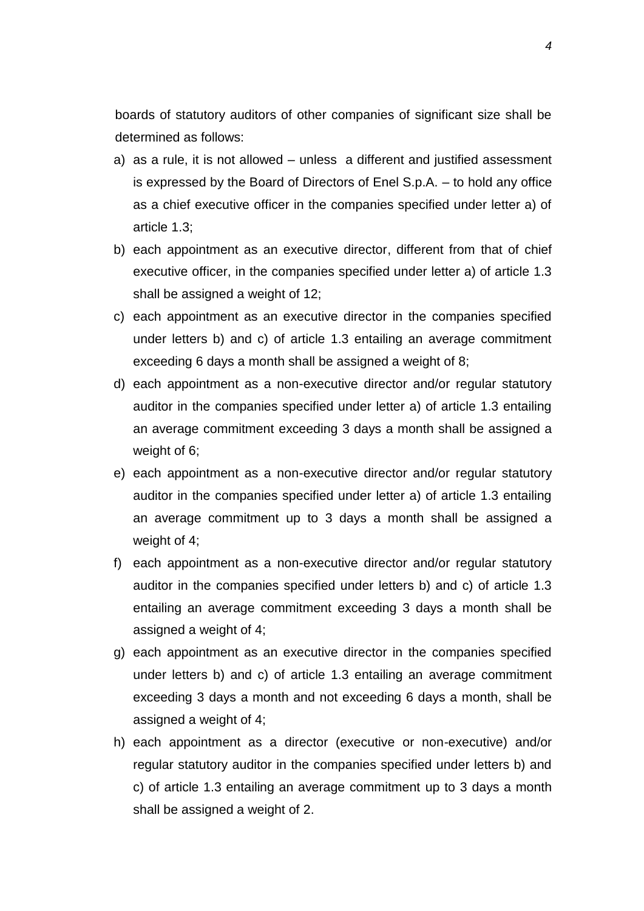boards of statutory auditors of other companies of significant size shall be determined as follows:

a) as a rule, it is not allowed – unless a different and justified assessment is expressed by the Board of Directors of Enel S.p.A. – to hold any office as a chief executive officer in the companies specified under letter a) of article 1.3;
b) each appointment as an executive director, different from that of chief executive officer, in the companies specified under letter a) of article 1.3 shall be assigned a weight of 12;
c) each appointment as an executive director in the companies specified under letters b) and c) of article 1.3 entailing an average commitment exceeding 6 days a month shall be assigned a weight of 8;
d) each appointment as a non-executive director and/or regular statutory auditor in the companies specified under letter a) of article 1.3 entailing an average commitment exceeding 3 days a month shall be assigned a weight of 6;
e) each appointment as a non-executive director and/or regular statutory auditor in the companies specified under letter a) of article 1.3 entailing an average commitment up to 3 days a month shall be assigned a weight of 4;
f) each appointment as a non-executive director and/or regular statutory auditor in the companies specified under letters b) and c) of article 1.3 entailing an average commitment exceeding 3 days a month shall be assigned a weight of 4;
g) each appointment as an executive director in the companies specified under letters b) and c) of article 1.3 entailing an average commitment exceeding 3 days a month and not exceeding 6 days a month, shall be assigned a weight of 4;
h) each appointment as a director (executive or non-executive) and/or regular statutory auditor in the companies specified under letters b) and c) of article 1.3 entailing an average commitment up to 3 days a month shall be assigned a weight of 2.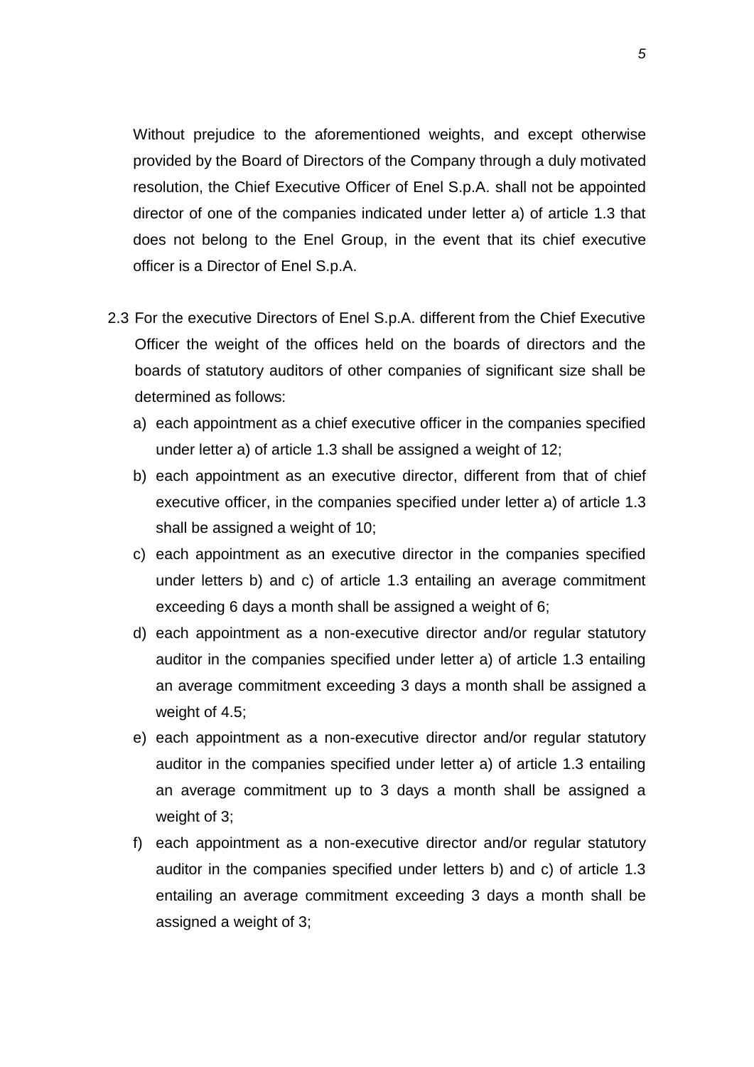Without prejudice to the aforementioned weights, and except otherwise provided by the Board of Directors of the Company through a duly motivated resolution, the Chief Executive Officer of Enel S.p.A. shall not be appointed director of one of the companies indicated under letter a) of article 1.3 that does not belong to the Enel Group, in the event that its chief executive officer is a Director of Enel S.p.A.

2.3 For the executive Directors of Enel S.p.A. different from the Chief Executive Officer the weight of the offices held on the boards of directors and the boards of statutory auditors of other companies of significant size shall be determined as follows:

a) each appointment as a chief executive officer in the companies specified under letter a) of article 1.3 shall be assigned a weight of 12;

b) each appointment as an executive director, different from that of chief executive officer, in the companies specified under letter a) of article 1.3 shall be assigned a weight of 10;

c) each appointment as an executive director in the companies specified under letters b) and c) of article 1.3 entailing an average commitment exceeding 6 days a month shall be assigned a weight of 6;

d) each appointment as a non-executive director and/or regular statutory auditor in the companies specified under letter a) of article 1.3 entailing an average commitment exceeding 3 days a month shall be assigned a weight of 4.5;

e) each appointment as a non-executive director and/or regular statutory auditor in the companies specified under letter a) of article 1.3 entailing an average commitment up to 3 days a month shall be assigned a weight of 3;

f) each appointment as a non-executive director and/or regular statutory auditor in the companies specified under letters b) and c) of article 1.3 entailing an average commitment exceeding 3 days a month shall be assigned a weight of 3;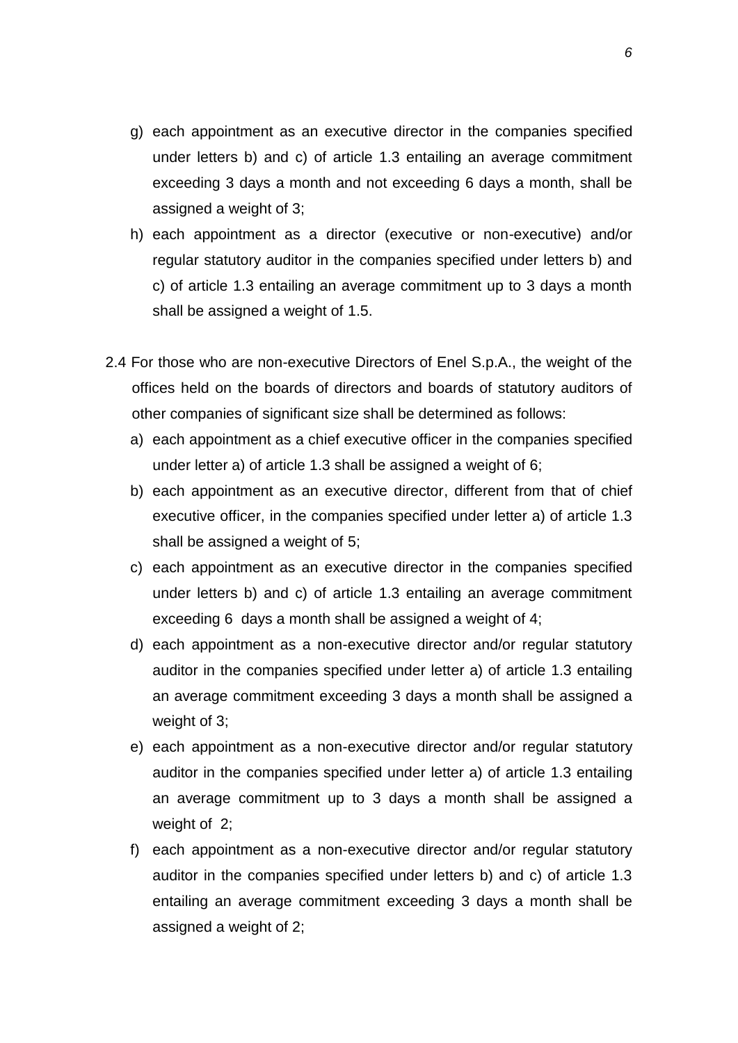g) each appointment as an executive director in the companies specified under letters b) and c) of article 1.3 entailing an average commitment exceeding 3 days a month and not exceeding 6 days a month, shall be assigned a weight of 3;

h) each appointment as a director (executive or non-executive) and/or regular statutory auditor in the companies specified under letters b) and c) of article 1.3 entailing an average commitment up to 3 days a month shall be assigned a weight of 1.5.

2.4 For those who are non-executive Directors of Enel S.p.A., the weight of the offices held on the boards of directors and boards of statutory auditors of other companies of significant size shall be determined as follows:

a) each appointment as a chief executive officer in the companies specified under letter a) of article 1.3 shall be assigned a weight of 6;

b) each appointment as an executive director, different from that of chief executive officer, in the companies specified under letter a) of article 1.3 shall be assigned a weight of 5;

c) each appointment as an executive director in the companies specified under letters b) and c) of article 1.3 entailing an average commitment exceeding 6 days a month shall be assigned a weight of 4;

d) each appointment as a non-executive director and/or regular statutory auditor in the companies specified under letter a) of article 1.3 entailing an average commitment exceeding 3 days a month shall be assigned a weight of 3;

e) each appointment as a non-executive director and/or regular statutory auditor in the companies specified under letter a) of article 1.3 entailing an average commitment up to 3 days a month shall be assigned a weight of 2;

f) each appointment as a non-executive director and/or regular statutory auditor in the companies specified under letters b) and c) of article 1.3 entailing an average commitment exceeding 3 days a month shall be assigned a weight of 2;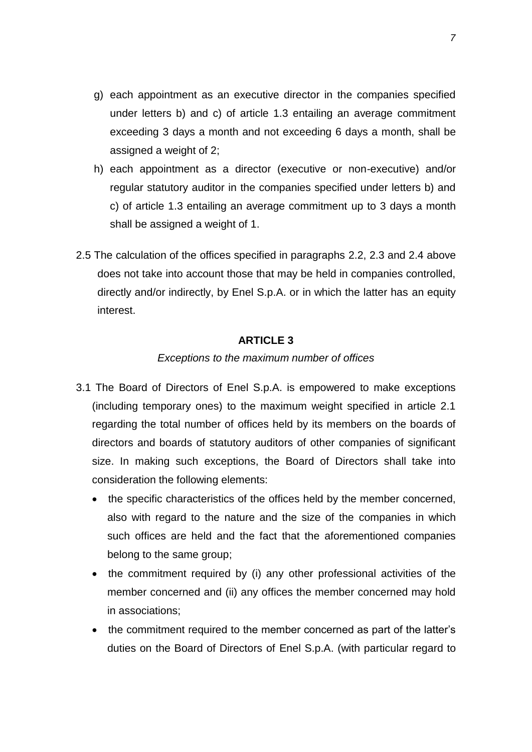g) each appointment as an executive director in the companies specified under letters b) and c) of article 1.3 entailing an average commitment exceeding 3 days a month and not exceeding 6 days a month, shall be assigned a weight of 2;

h) each appointment as a director (executive or non-executive) and/or regular statutory auditor in the companies specified under letters b) and c) of article 1.3 entailing an average commitment up to 3 days a month shall be assigned a weight of 1.

2.5 The calculation of the offices specified in paragraphs 2.2, 2.3 and 2.4 above does not take into account those that may be held in companies controlled, directly and/or indirectly, by Enel S.p.A. or in which the latter has an equity interest.

**ARTICLE 3**

*Exceptions to the maximum number of offices*

3.1 The Board of Directors of Enel S.p.A. is empowered to make exceptions (including temporary ones) to the maximum weight specified in article 2.1 regarding the total number of offices held by its members on the boards of directors and boards of statutory auditors of other companies of significant size. In making such exceptions, the Board of Directors shall take into consideration the following elements:

- the specific characteristics of the offices held by the member concerned, also with regard to the nature and the size of the companies in which such offices are held and the fact that the aforementioned companies belong to the same group;
- the commitment required by (i) any other professional activities of the member concerned and (ii) any offices the member concerned may hold in associations;
- the commitment required to the member concerned as part of the latter's duties on the Board of Directors of Enel S.p.A. (with particular regard to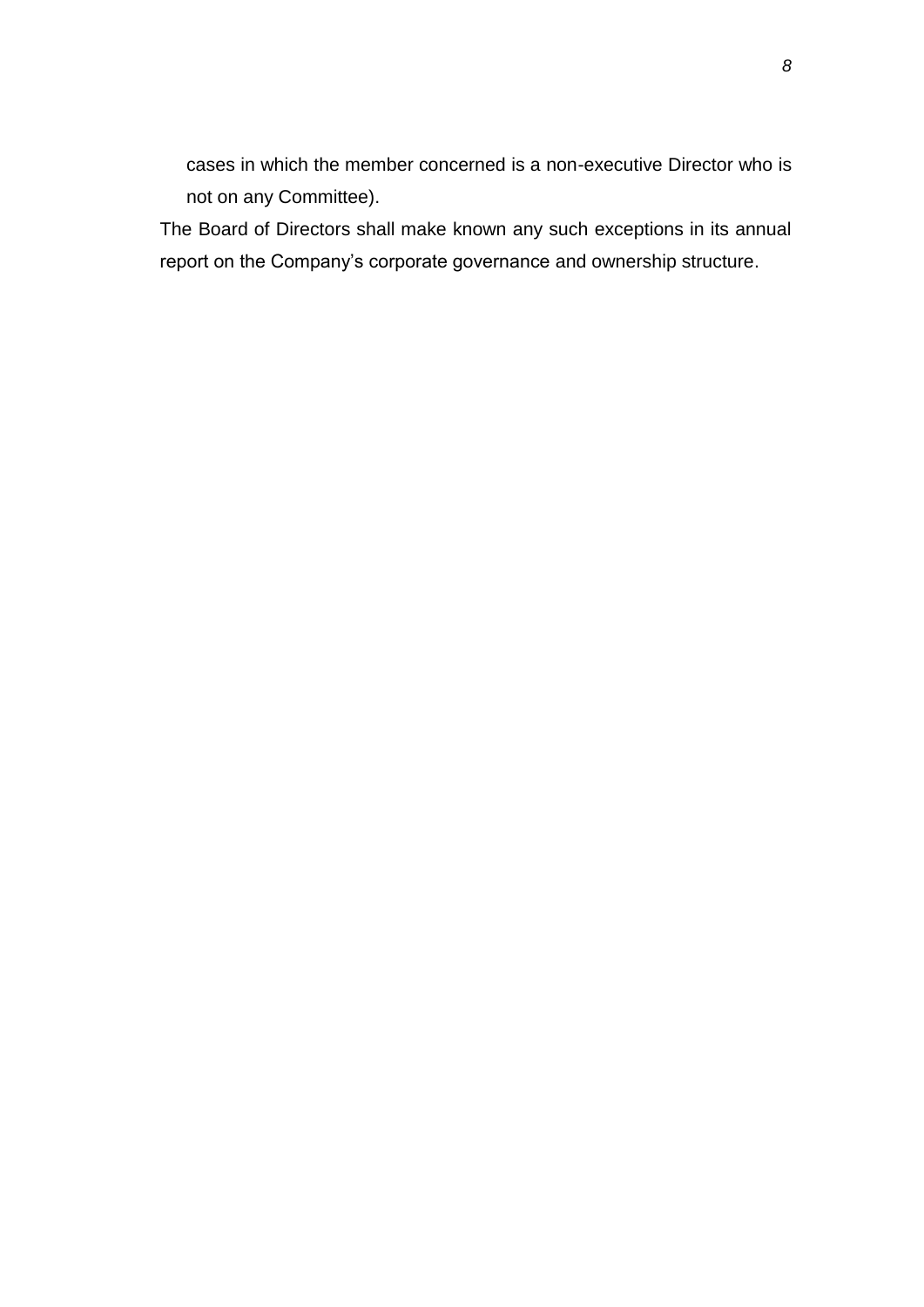cases in which the member concerned is a non-executive Director who is not on any Committee).

The Board of Directors shall make known any such exceptions in its annual report on the Company's corporate governance and ownership structure.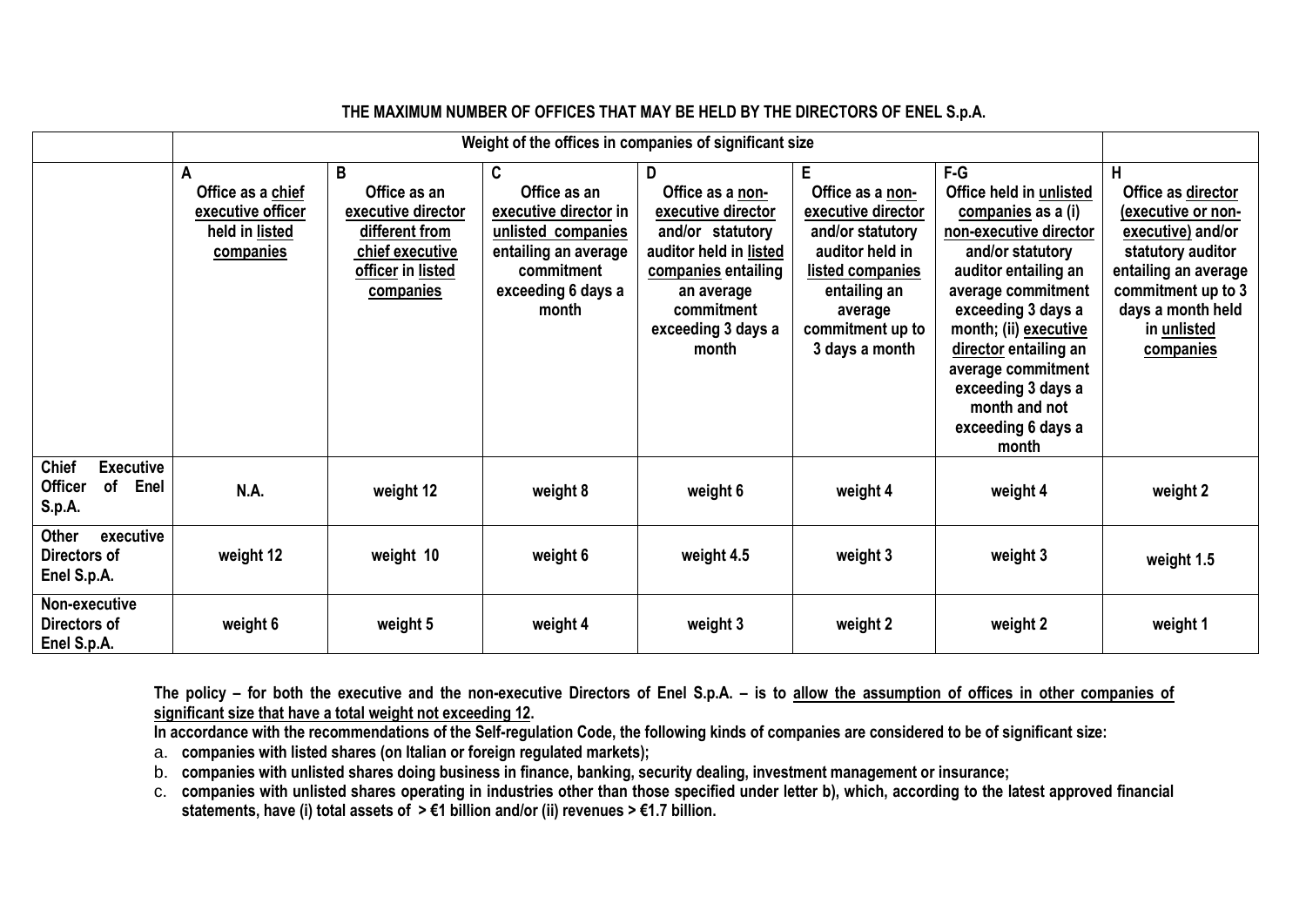**THE MAXIMUM NUMBER OF OFFICES THAT MAY BE HELD BY THE DIRECTORS OF ENEL S.p.A.**

| | Weight of the offices in companies of significant size | | | | | | |
|---|---|---|---|---|---|---|---|
| | **A** Office as a chief executive officer held in listed companies | **B** Office as an executive director different from chief executive officer in listed companies | **C** Office as an executive director in unlisted companies entailing an average commitment exceeding 6 days a month | **D** Office as a non-executive director and/or statutory auditor held in listed companies entailing an average commitment exceeding 3 days a month | **E** Office as a non-executive director and/or statutory auditor held in listed companies entailing an average commitment up to 3 days a month | **F-G** Office held in unlisted companies as a (i) non-executive director and/or statutory auditor entailing an average commitment exceeding 3 days a month; (ii) executive director entailing an average commitment exceeding 3 days a month and not exceeding 6 days a month | **H** Office as director (executive or non-executive) and/or statutory auditor entailing an average commitment up to 3 days a month held in unlisted companies |
| **Chief Executive Officer of Enel S.p.A.** | N.A. | weight 12 | weight 8 | weight 6 | weight 4 | weight 4 | weight 2 |
| **Other executive Directors of Enel S.p.A.** | weight 12 | weight 10 | weight 6 | weight 4.5 | weight 3 | weight 3 | weight 1.5 |
| **Non-executive Directors of Enel S.p.A.** | weight 6 | weight 5 | weight 4 | weight 3 | weight 2 | weight 2 | weight 1 |

**The policy – for both the executive and the non-executive Directors of Enel S.p.A. – is to allow the assumption of offices in other companies of significant size that have a total weight not exceeding 12.**

**In accordance with the recommendations of the Self-regulation Code, the following kinds of companies are considered to be of significant size:**

a. **companies with listed shares (on Italian or foreign regulated markets);**
b. **companies with unlisted shares doing business in finance, banking, security dealing, investment management or insurance;**
c. **companies with unlisted shares operating in industries other than those specified under letter b), which, according to the latest approved financial statements, have (i) total assets of > €1 billion and/or (ii) revenues > €1.7 billion.**